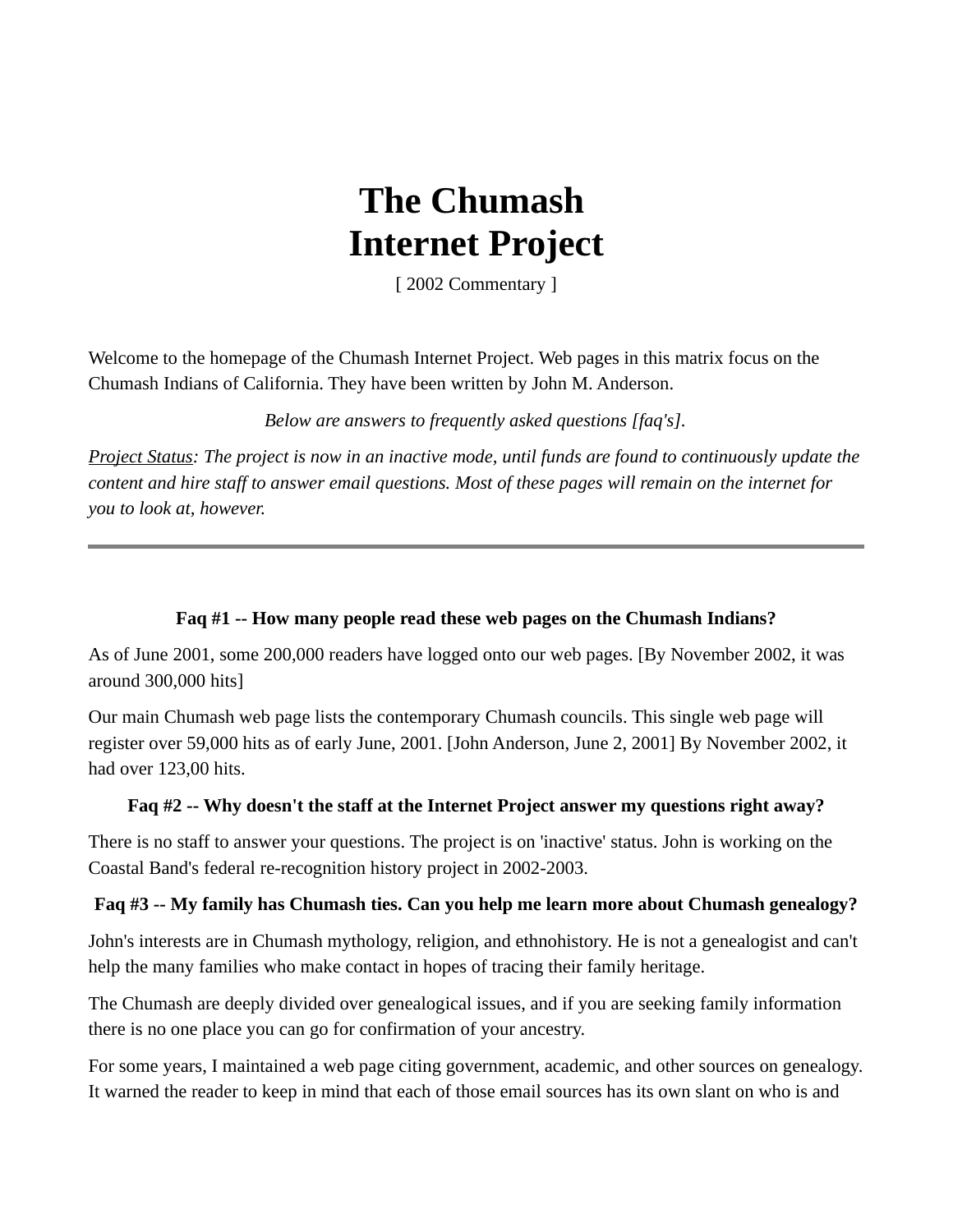# The Chumash Internet Project

[ 2002 Commentary ]

Welcome to the homepage of the Chumash Internet Project. Web pages in this matrix focus on the Chumash Indians of California. They have been written by John M. Anderson.

*Below are answers to frequently asked questions [faq's].*

*Project Status: The project is now in an inactive mode, until funds are found to continuously update the content and hire staff to answer email questions. Most of these pages will remain on the internet for you to look at, however.*

---

**Faq #1 -- How many people read these web pages on the Chumash Indians?**

As of June 2001, some 200,000 readers have logged onto our web pages. [By November 2002, it was around 300,000 hits]

Our main Chumash web page lists the contemporary Chumash councils. This single web page will register over 59,000 hits as of early June, 2001. [John Anderson, June 2, 2001] By November 2002, it had over 123,00 hits.

**Faq #2 -- Why doesn't the staff at the Internet Project answer my questions right away?**

There is no staff to answer your questions. The project is on 'inactive' status. John is working on the Coastal Band's federal re-recognition history project in 2002-2003.

**Faq #3 -- My family has Chumash ties. Can you help me learn more about Chumash genealogy?**

John's interests are in Chumash mythology, religion, and ethnohistory. He is not a genealogist and can't help the many families who make contact in hopes of tracing their family heritage.

The Chumash are deeply divided over genealogical issues, and if you are seeking family information there is no one place you can go for confirmation of your ancestry.

For some years, I maintained a web page citing government, academic, and other sources on genealogy. It warned the reader to keep in mind that each of those email sources has its own slant on who is and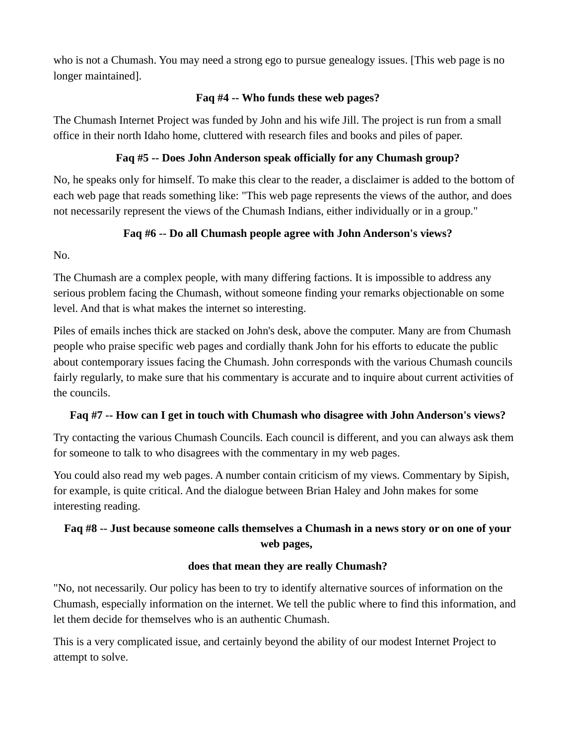who is not a Chumash. You may need a strong ego to pursue genealogy issues. [This web page is no longer maintained].

### Faq #4 -- Who funds these web pages?

The Chumash Internet Project was funded by John and his wife Jill. The project is run from a small office in their north Idaho home, cluttered with research files and books and piles of paper.

### Faq #5 -- Does John Anderson speak officially for any Chumash group?

No, he speaks only for himself. To make this clear to the reader, a disclaimer is added to the bottom of each web page that reads something like: "This web page represents the views of the author, and does not necessarily represent the views of the Chumash Indians, either individually or in a group."

### Faq #6 -- Do all Chumash people agree with John Anderson's views?

No.

The Chumash are a complex people, with many differing factions. It is impossible to address any serious problem facing the Chumash, without someone finding your remarks objectionable on some level. And that is what makes the internet so interesting.

Piles of emails inches thick are stacked on John's desk, above the computer. Many are from Chumash people who praise specific web pages and cordially thank John for his efforts to educate the public about contemporary issues facing the Chumash. John corresponds with the various Chumash councils fairly regularly, to make sure that his commentary is accurate and to inquire about current activities of the councils.

### Faq #7 -- How can I get in touch with Chumash who disagree with John Anderson's views?

Try contacting the various Chumash Councils. Each council is different, and you can always ask them for someone to talk to who disagrees with the commentary in my web pages.

You could also read my web pages. A number contain criticism of my views. Commentary by Sipish, for example, is quite critical. And the dialogue between Brian Haley and John makes for some interesting reading.

### Faq #8 -- Just because someone calls themselves a Chumash in a news story or on one of your web pages,

### does that mean they are really Chumash?

"No, not necessarily. Our policy has been to try to identify alternative sources of information on the Chumash, especially information on the internet. We tell the public where to find this information, and let them decide for themselves who is an authentic Chumash.

This is a very complicated issue, and certainly beyond the ability of our modest Internet Project to attempt to solve.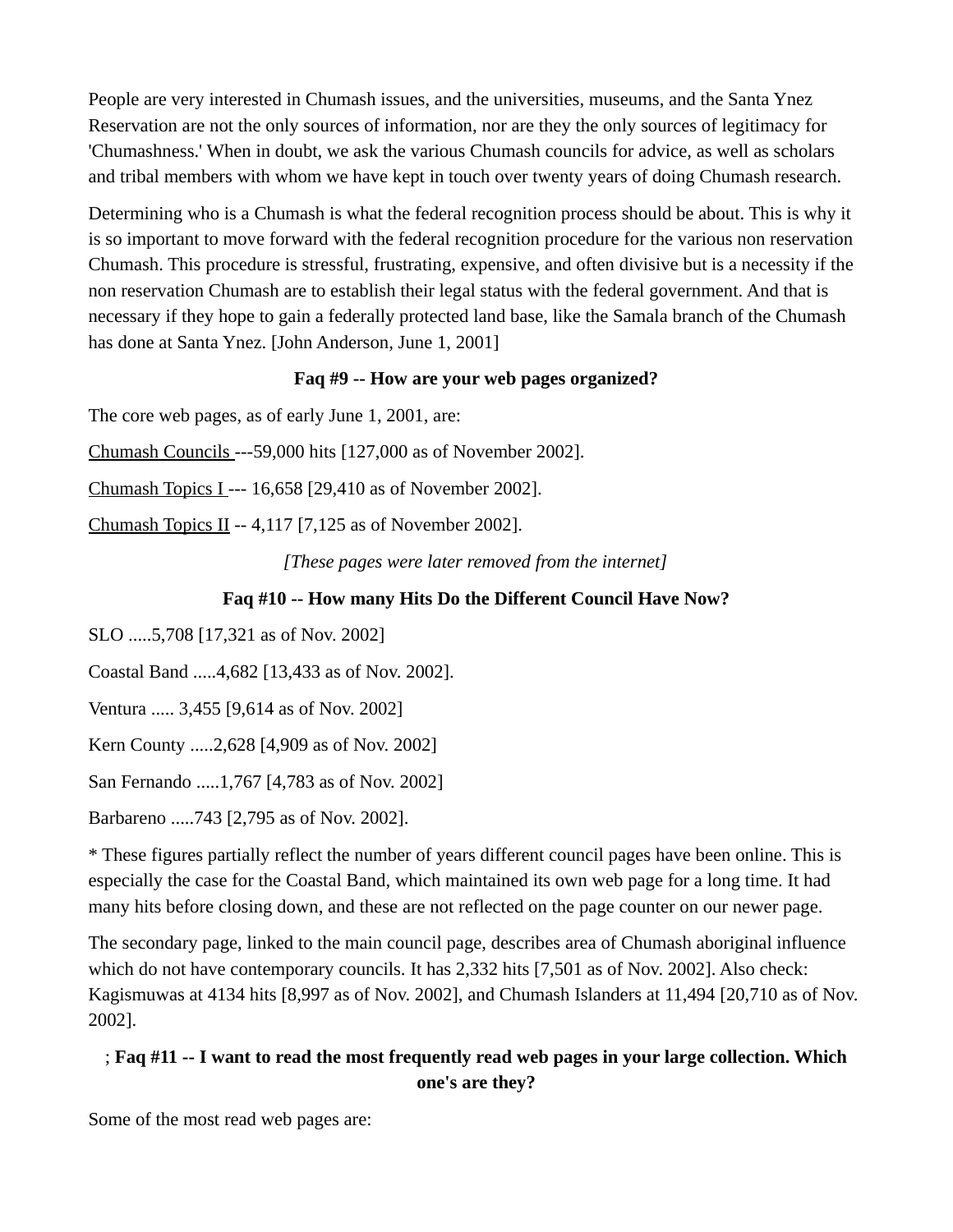People are very interested in Chumash issues, and the universities, museums, and the Santa Ynez Reservation are not the only sources of information, nor are they the only sources of legitimacy for 'Chumashness.' When in doubt, we ask the various Chumash councils for advice, as well as scholars and tribal members with whom we have kept in touch over twenty years of doing Chumash research.

Determining who is a Chumash is what the federal recognition process should be about. This is why it is so important to move forward with the federal recognition procedure for the various non reservation Chumash. This procedure is stressful, frustrating, expensive, and often divisive but is a necessity if the non reservation Chumash are to establish their legal status with the federal government. And that is necessary if they hope to gain a federally protected land base, like the Samala branch of the Chumash has done at Santa Ynez. [John Anderson, June 1, 2001]

**Faq #9 -- How are your web pages organized?**

The core web pages, as of early June 1, 2001, are:

Chumash Councils ---59,000 hits [127,000 as of November 2002].

Chumash Topics I --- 16,658 [29,410 as of November 2002].

Chumash Topics II -- 4,117 [7,125 as of November 2002].

*[These pages were later removed from the internet]*

**Faq #10 -- How many Hits Do the Different Council Have Now?**

SLO .....5,708 [17,321 as of Nov. 2002]

Coastal Band .....4,682 [13,433 as of Nov. 2002].

Ventura ..... 3,455 [9,614 as of Nov. 2002]

Kern County .....2,628 [4,909 as of Nov. 2002]

San Fernando .....1,767 [4,783 as of Nov. 2002]

Barbareno .....743 [2,795 as of Nov. 2002].

* These figures partially reflect the number of years different council pages have been online. This is especially the case for the Coastal Band, which maintained its own web page for a long time. It had many hits before closing down, and these are not reflected on the page counter on our newer page.

The secondary page, linked to the main council page, describes area of Chumash aboriginal influence which do not have contemporary councils. It has 2,332 hits [7,501 as of Nov. 2002]. Also check: Kagismuwas at 4134 hits [8,997 as of Nov. 2002], and Chumash Islanders at 11,494 [20,710 as of Nov. 2002].

; **Faq #11 -- I want to read the most frequently read web pages in your large collection. Which one's are they?**

Some of the most read web pages are: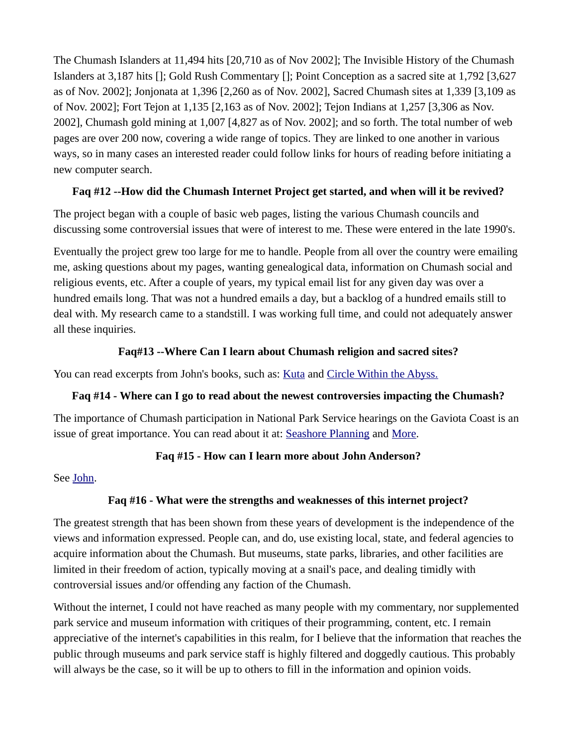The Chumash Islanders at 11,494 hits [20,710 as of Nov 2002]; The Invisible History of the Chumash Islanders at 3,187 hits []; Gold Rush Commentary []; Point Conception as a sacred site at 1,792 [3,627 as of Nov. 2002]; Jonjonata at 1,396 [2,260 as of Nov. 2002], Sacred Chumash sites at 1,339 [3,109 as of Nov. 2002]; Fort Tejon at 1,135 [2,163 as of Nov. 2002]; Tejon Indians at 1,257 [3,306 as Nov. 2002], Chumash gold mining at 1,007 [4,827 as of Nov. 2002]; and so forth. The total number of web pages are over 200 now, covering a wide range of topics. They are linked to one another in various ways, so in many cases an interested reader could follow links for hours of reading before initiating a new computer search.

### Faq #12 --How did the Chumash Internet Project get started, and when will it be revived?

The project began with a couple of basic web pages, listing the various Chumash councils and discussing some controversial issues that were of interest to me. These were entered in the late 1990's.

Eventually the project grew too large for me to handle. People from all over the country were emailing me, asking questions about my pages, wanting genealogical data, information on Chumash social and religious events, etc. After a couple of years, my typical email list for any given day was over a hundred emails long. That was not a hundred emails a day, but a backlog of a hundred emails still to deal with. My research came to a standstill. I was working full time, and could not adequately answer all these inquiries.

### Faq#13 --Where Can I learn about Chumash religion and sacred sites?

You can read excerpts from John's books, such as: Kuta and Circle Within the Abyss.

### Faq #14 - Where can I go to read about the newest controversies impacting the Chumash?

The importance of Chumash participation in National Park Service hearings on the Gaviota Coast is an issue of great importance. You can read about it at: Seashore Planning and More.

### Faq #15 - How can I learn more about John Anderson?

See John.

### Faq #16 - What were the strengths and weaknesses of this internet project?

The greatest strength that has been shown from these years of development is the independence of the views and information expressed. People can, and do, use existing local, state, and federal agencies to acquire information about the Chumash. But museums, state parks, libraries, and other facilities are limited in their freedom of action, typically moving at a snail's pace, and dealing timidly with controversial issues and/or offending any faction of the Chumash.

Without the internet, I could not have reached as many people with my commentary, nor supplemented park service and museum information with critiques of their programming, content, etc. I remain appreciative of the internet's capabilities in this realm, for I believe that the information that reaches the public through museums and park service staff is highly filtered and doggedly cautious. This probably will always be the case, so it will be up to others to fill in the information and opinion voids.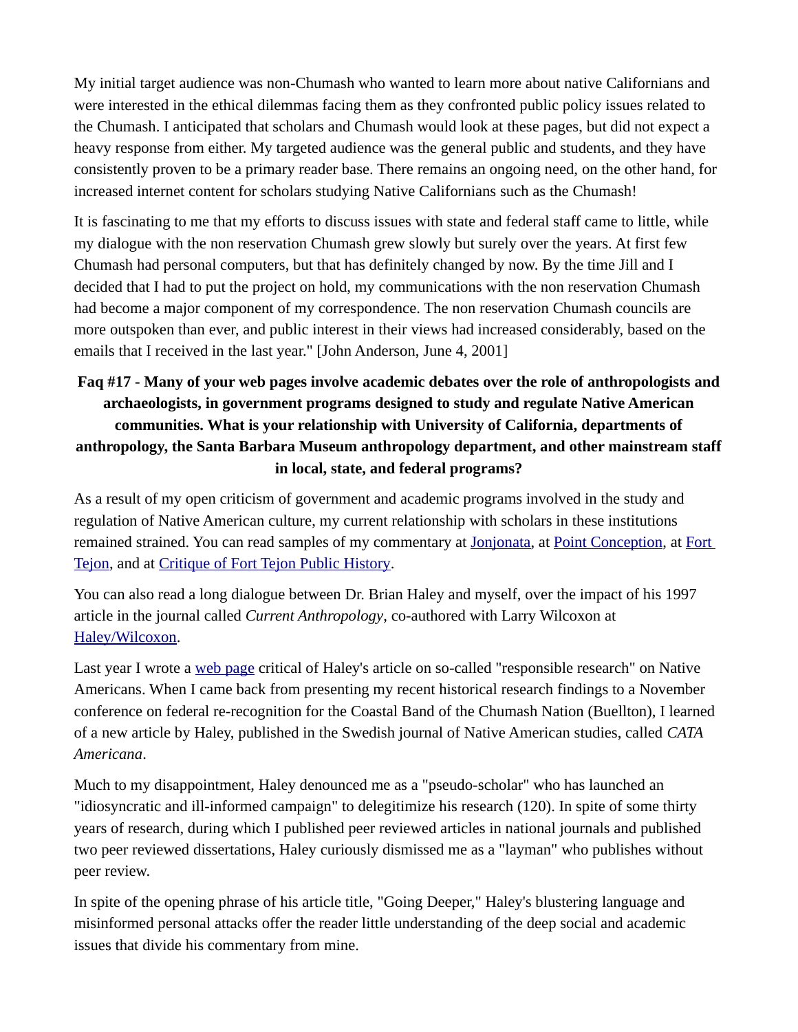My initial target audience was non-Chumash who wanted to learn more about native Californians and were interested in the ethical dilemmas facing them as they confronted public policy issues related to the Chumash. I anticipated that scholars and Chumash would look at these pages, but did not expect a heavy response from either. My targeted audience was the general public and students, and they have consistently proven to be a primary reader base. There remains an ongoing need, on the other hand, for increased internet content for scholars studying Native Californians such as the Chumash!

It is fascinating to me that my efforts to discuss issues with state and federal staff came to little, while my dialogue with the non reservation Chumash grew slowly but surely over the years. At first few Chumash had personal computers, but that has definitely changed by now. By the time Jill and I decided that I had to put the project on hold, my communications with the non reservation Chumash had become a major component of my correspondence. The non reservation Chumash councils are more outspoken than ever, and public interest in their views had increased considerably, based on the emails that I received in the last year." [John Anderson, June 4, 2001]

**Faq #17 - Many of your web pages involve academic debates over the role of anthropologists and archaeologists, in government programs designed to study and regulate Native American communities. What is your relationship with University of California, departments of anthropology, the Santa Barbara Museum anthropology department, and other mainstream staff in local, state, and federal programs?**

As a result of my open criticism of government and academic programs involved in the study and regulation of Native American culture, my current relationship with scholars in these institutions remained strained. You can read samples of my commentary at Jonjonata, at Point Conception, at Fort Tejon, and at Critique of Fort Tejon Public History.

You can also read a long dialogue between Dr. Brian Haley and myself, over the impact of his 1997 article in the journal called *Current Anthropology*, co-authored with Larry Wilcoxon at Haley/Wilcoxon.

Last year I wrote a web page critical of Haley's article on so-called "responsible research" on Native Americans. When I came back from presenting my recent historical research findings to a November conference on federal re-recognition for the Coastal Band of the Chumash Nation (Buellton), I learned of a new article by Haley, published in the Swedish journal of Native American studies, called *CATA Americana*.

Much to my disappointment, Haley denounced me as a "pseudo-scholar" who has launched an "idiosyncratic and ill-informed campaign" to delegitimize his research (120). In spite of some thirty years of research, during which I published peer reviewed articles in national journals and published two peer reviewed dissertations, Haley curiously dismissed me as a "layman" who publishes without peer review.

In spite of the opening phrase of his article title, "Going Deeper," Haley's blustering language and misinformed personal attacks offer the reader little understanding of the deep social and academic issues that divide his commentary from mine.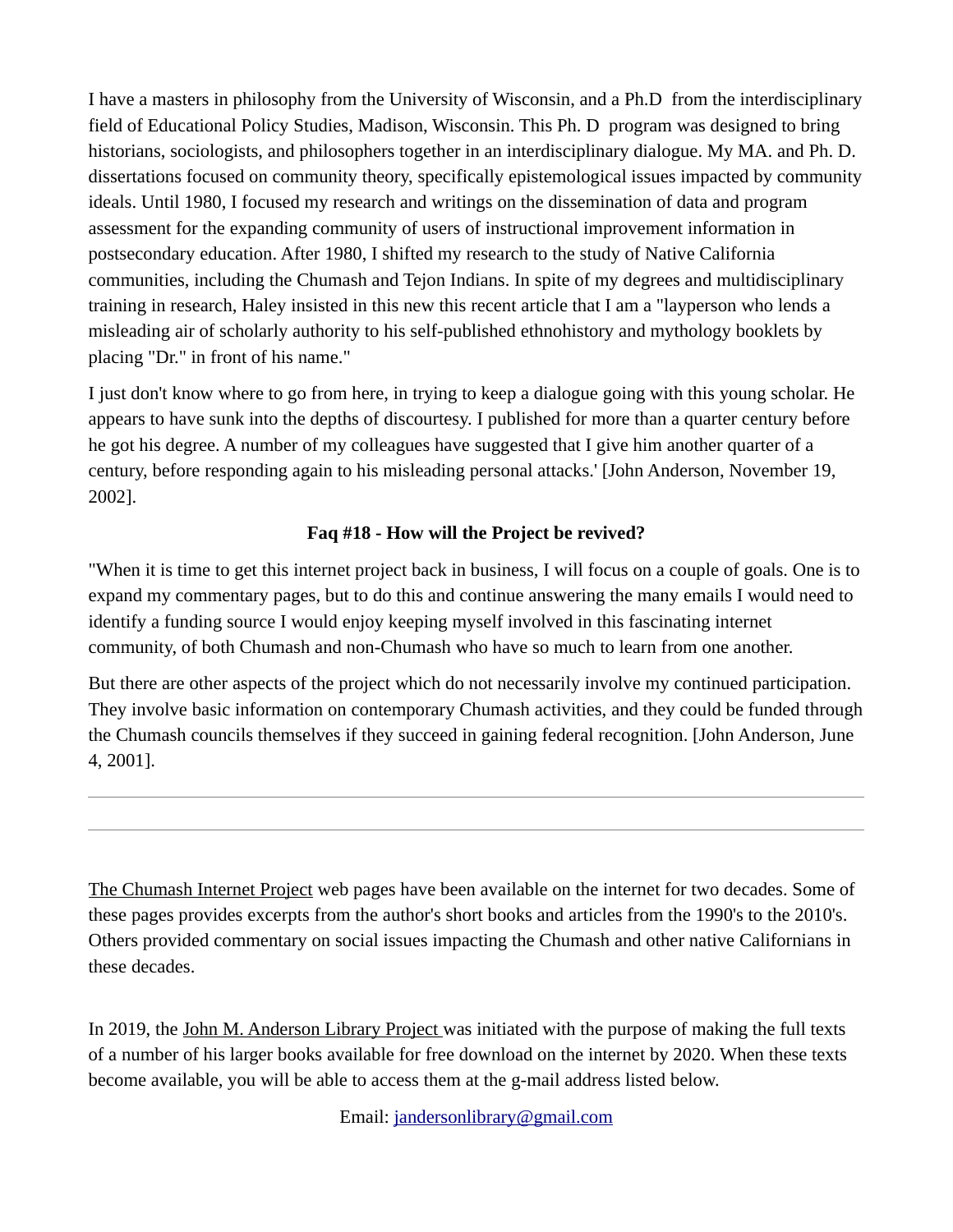I have a masters in philosophy from the University of Wisconsin, and a Ph.D from the interdisciplinary field of Educational Policy Studies, Madison, Wisconsin. This Ph. D program was designed to bring historians, sociologists, and philosophers together in an interdisciplinary dialogue. My MA. and Ph. D. dissertations focused on community theory, specifically epistemological issues impacted by community ideals. Until 1980, I focused my research and writings on the dissemination of data and program assessment for the expanding community of users of instructional improvement information in postsecondary education. After 1980, I shifted my research to the study of Native California communities, including the Chumash and Tejon Indians. In spite of my degrees and multidisciplinary training in research, Haley insisted in this new this recent article that I am a "layperson who lends a misleading air of scholarly authority to his self-published ethnohistory and mythology booklets by placing "Dr." in front of his name."

I just don't know where to go from here, in trying to keep a dialogue going with this young scholar. He appears to have sunk into the depths of discourtesy. I published for more than a quarter century before he got his degree. A number of my colleagues have suggested that I give him another quarter of a century, before responding again to his misleading personal attacks.' [John Anderson, November 19, 2002].

**Faq #18 - How will the Project be revived?**

"When it is time to get this internet project back in business, I will focus on a couple of goals. One is to expand my commentary pages, but to do this and continue answering the many emails I would need to identify a funding source I would enjoy keeping myself involved in this fascinating internet community, of both Chumash and non-Chumash who have so much to learn from one another.

But there are other aspects of the project which do not necessarily involve my continued participation. They involve basic information on contemporary Chumash activities, and they could be funded through the Chumash councils themselves if they succeed in gaining federal recognition. [John Anderson, June 4, 2001].

---

---

The Chumash Internet Project web pages have been available on the internet for two decades. Some of these pages provides excerpts from the author's short books and articles from the 1990's to the 2010's. Others provided commentary on social issues impacting the Chumash and other native Californians in these decades.

In 2019, the John M. Anderson Library Project was initiated with the purpose of making the full texts of a number of his larger books available for free download on the internet by 2020. When these texts become available, you will be able to access them at the g-mail address listed below.

Email: jandersonlibrary@gmail.com